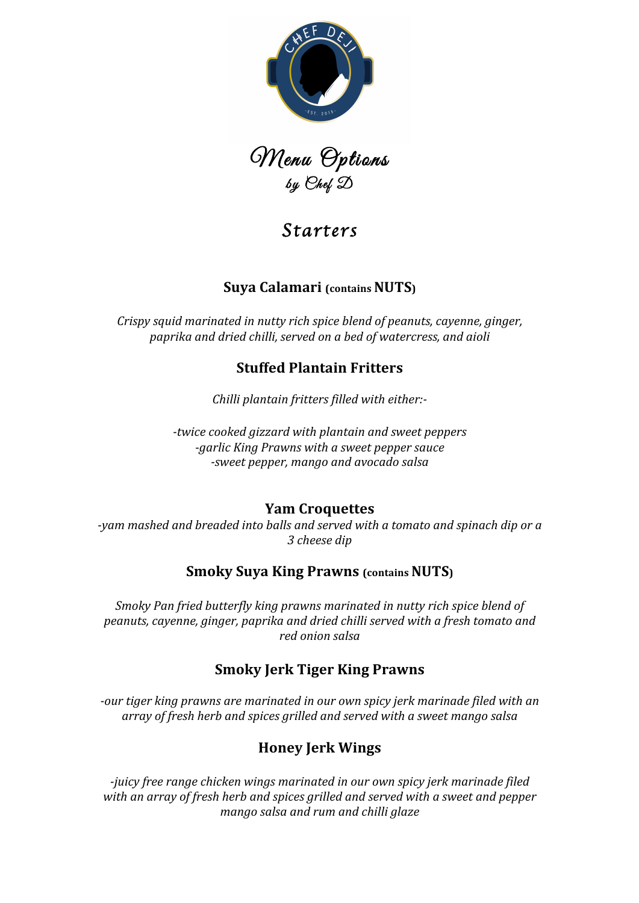# Menu Options
by Chef D

## Starters

### Suya Calamari (contains NUTS)

*Crispy squid marinated in nutty rich spice blend of peanuts, cayenne, ginger, paprika and dried chilli, served on a bed of watercress, and aioli*

### Stuffed Plantain Fritters

*Chilli plantain fritters filled with either:-*

*-twice cooked gizzard with plantain and sweet peppers*
*-garlic King Prawns with a sweet pepper sauce*
*-sweet pepper, mango and avocado salsa*

### Yam Croquettes

*-yam mashed and breaded into balls and served with a tomato and spinach dip or a 3 cheese dip*

### Smoky Suya King Prawns (contains NUTS)

*Smoky Pan fried butterfly king prawns marinated in nutty rich spice blend of peanuts, cayenne, ginger, paprika and dried chilli served with a fresh tomato and red onion salsa*

### Smoky Jerk Tiger King Prawns

*-our tiger king prawns are marinated in our own spicy jerk marinade filed with an array of fresh herb and spices grilled and served with a sweet mango salsa*

### Honey Jerk Wings

*-juicy free range chicken wings marinated in our own spicy jerk marinade filed with an array of fresh herb and spices grilled and served with a sweet and pepper mango salsa and rum and chilli glaze*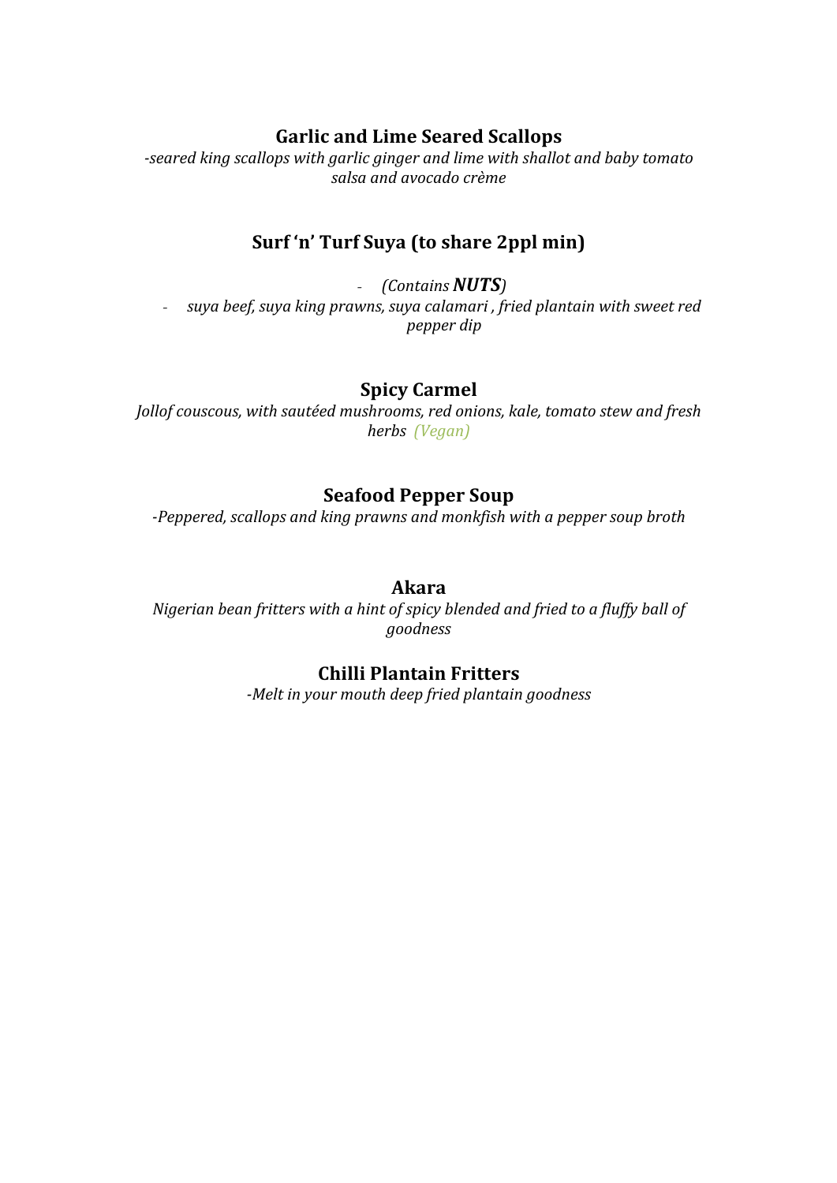## Garlic and Lime Seared Scallops

*-seared king scallops with garlic ginger and lime with shallot and baby tomato salsa and avocado crème*

## Surf 'n' Turf Suya (to share 2ppl min)

- *(Contains **NUTS**)*
- *suya beef, suya king prawns, suya calamari , fried plantain with sweet red pepper dip*

## Spicy Carmel

*Jollof couscous, with sautéed mushrooms, red onions, kale, tomato stew and fresh herbs (Vegan)*

## Seafood Pepper Soup

*-Peppered, scallops and king prawns and monkfish with a pepper soup broth*

## Akara

*Nigerian bean fritters with a hint of spicy blended and fried to a fluffy ball of goodness*

## Chilli Plantain Fritters

*-Melt in your mouth deep fried plantain goodness*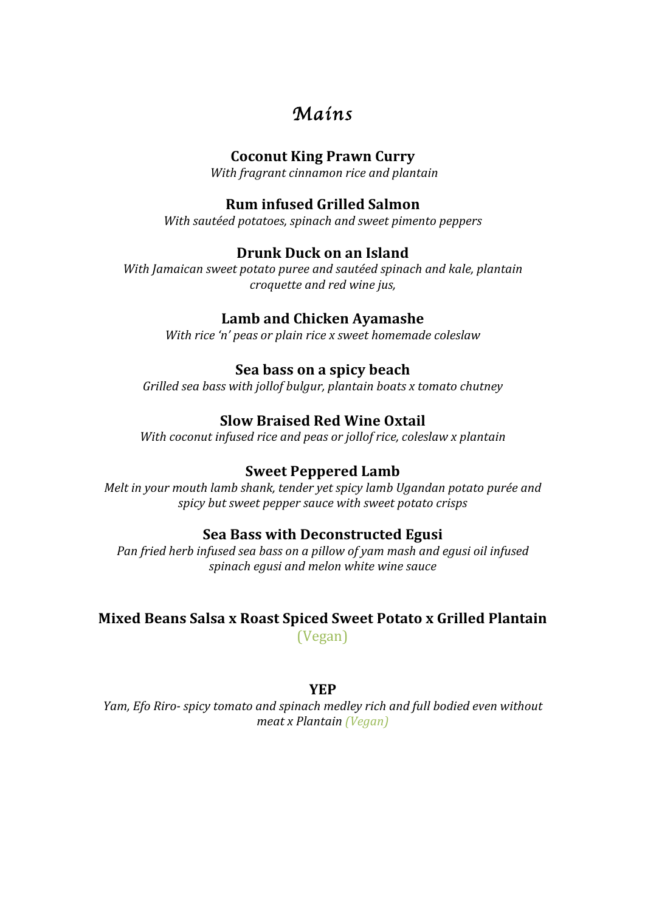# *Mains*

**Coconut King Prawn Curry**
*With fragrant cinnamon rice and plantain*

**Rum infused Grilled Salmon**
*With sautéed potatoes, spinach and sweet pimento peppers*

**Drunk Duck on an Island**
*With Jamaican sweet potato puree and sautéed spinach and kale, plantain croquette and red wine jus,*

**Lamb and Chicken Ayamashe**
*With rice 'n' peas or plain rice x sweet homemade coleslaw*

**Sea bass on a spicy beach**
*Grilled sea bass with jollof bulgur, plantain boats x tomato chutney*

**Slow Braised Red Wine Oxtail**
*With coconut infused rice and peas or jollof rice, coleslaw x plantain*

**Sweet Peppered Lamb**
*Melt in your mouth lamb shank, tender yet spicy lamb Ugandan potato purée and spicy but sweet pepper sauce with sweet potato crisps*

**Sea Bass with Deconstructed Egusi**
*Pan fried herb infused sea bass on a pillow of yam mash and egusi oil infused spinach egusi and melon white wine sauce*

**Mixed Beans Salsa x Roast Spiced Sweet Potato x Grilled Plantain**
(Vegan)

**YEP**
*Yam, Efo Riro- spicy tomato and spinach medley rich and full bodied even without meat x Plantain (Vegan)*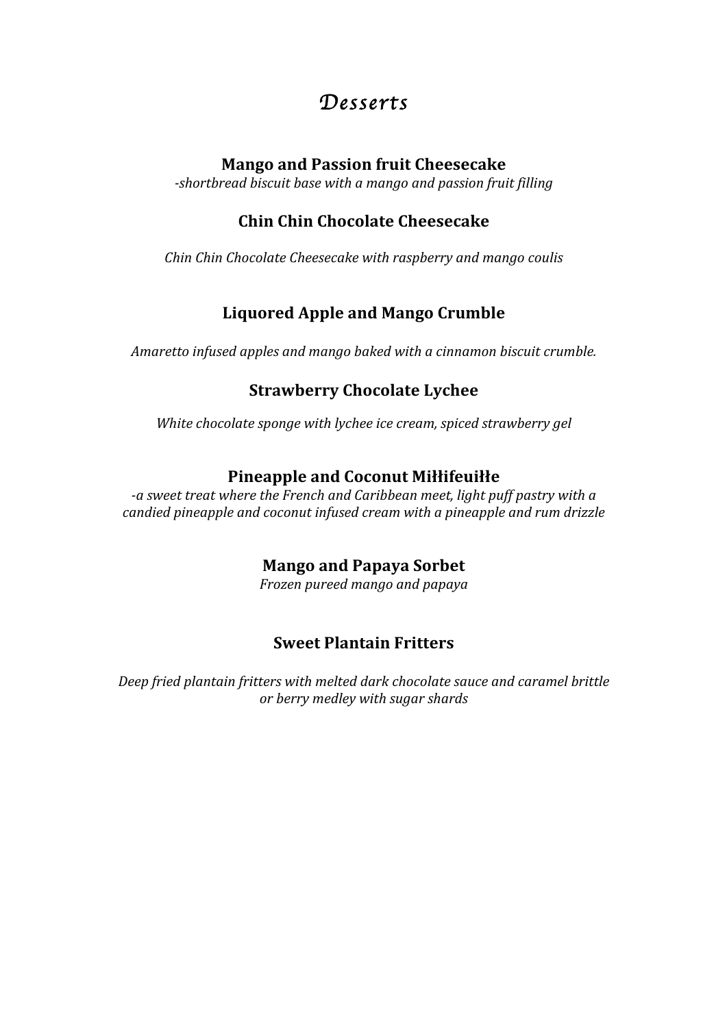# *Desserts*

**Mango and Passion fruit Cheesecake**

*-shortbread biscuit base with a mango and passion fruit filling*

**Chin Chin Chocolate Cheesecake**

*Chin Chin Chocolate Cheesecake with raspberry and mango coulis*

**Liquored Apple and Mango Crumble**

*Amaretto infused apples and mango baked with a cinnamon biscuit crumble.*

**Strawberry Chocolate Lychee**

*White chocolate sponge with lychee ice cream, spiced strawberry gel*

**Pineapple and Coconut Miłłifeuiłłe**

*-a sweet treat where the French and Caribbean meet, light puff pastry with a candied pineapple and coconut infused cream with a pineapple and rum drizzle*

**Mango and Papaya Sorbet**

*Frozen pureed mango and papaya*

**Sweet Plantain Fritters**

*Deep fried plantain fritters with melted dark chocolate sauce and caramel brittle or berry medley with sugar shards*